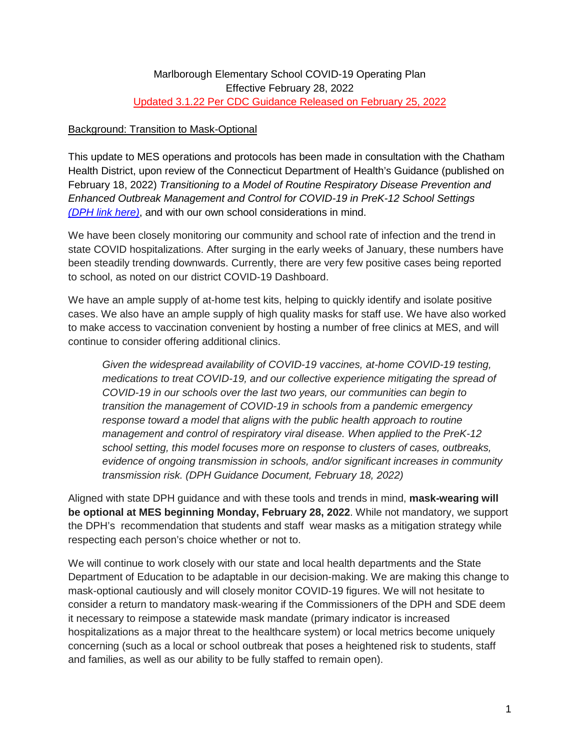# Marlborough Elementary School COVID-19 Operating Plan

Effective February 28, 2022

Updated 3.1.22 Per CDC Guidance Released on February 25, 2022

## Background: Transition to Mask-Optional

This update to MES operations and protocols has been made in consultation with the Chatham Health District, upon review of the Connecticut Department of Health's Guidance (published on February 18, 2022) *Transitioning to a Model of Routine Respiratory Disease Prevention and Enhanced Outbreak Management and Control for COVID-19 in PreK-12 School Settings* *(DPH link here)*, and with our own school considerations in mind.

We have been closely monitoring our community and school rate of infection and the trend in state COVID hospitalizations. After surging in the early weeks of January, these numbers have been steadily trending downwards. Currently, there are very few positive cases being reported to school, as noted on our district COVID-19 Dashboard.

We have an ample supply of at-home test kits, helping to quickly identify and isolate positive cases. We also have an ample supply of high quality masks for staff use. We have also worked to make access to vaccination convenient by hosting a number of free clinics at MES, and will continue to consider offering additional clinics.

> *Given the widespread availability of COVID-19 vaccines, at-home COVID-19 testing, medications to treat COVID-19, and our collective experience mitigating the spread of COVID-19 in our schools over the last two years, our communities can begin to transition the management of COVID-19 in schools from a pandemic emergency response toward a model that aligns with the public health approach to routine management and control of respiratory viral disease. When applied to the PreK-12 school setting, this model focuses more on response to clusters of cases, outbreaks, evidence of ongoing transmission in schools, and/or significant increases in community transmission risk. (DPH Guidance Document, February 18, 2022)*

Aligned with state DPH guidance and with these tools and trends in mind, **mask-wearing will be optional at MES beginning Monday, February 28, 2022**. While not mandatory, we support the DPH's recommendation that students and staff wear masks as a mitigation strategy while respecting each person's choice whether or not to.

We will continue to work closely with our state and local health departments and the State Department of Education to be adaptable in our decision-making. We are making this change to mask-optional cautiously and will closely monitor COVID-19 figures. We will not hesitate to consider a return to mandatory mask-wearing if the Commissioners of the DPH and SDE deem it necessary to reimpose a statewide mask mandate (primary indicator is increased hospitalizations as a major threat to the healthcare system) or local metrics become uniquely concerning (such as a local or school outbreak that poses a heightened risk to students, staff and families, as well as our ability to be fully staffed to remain open).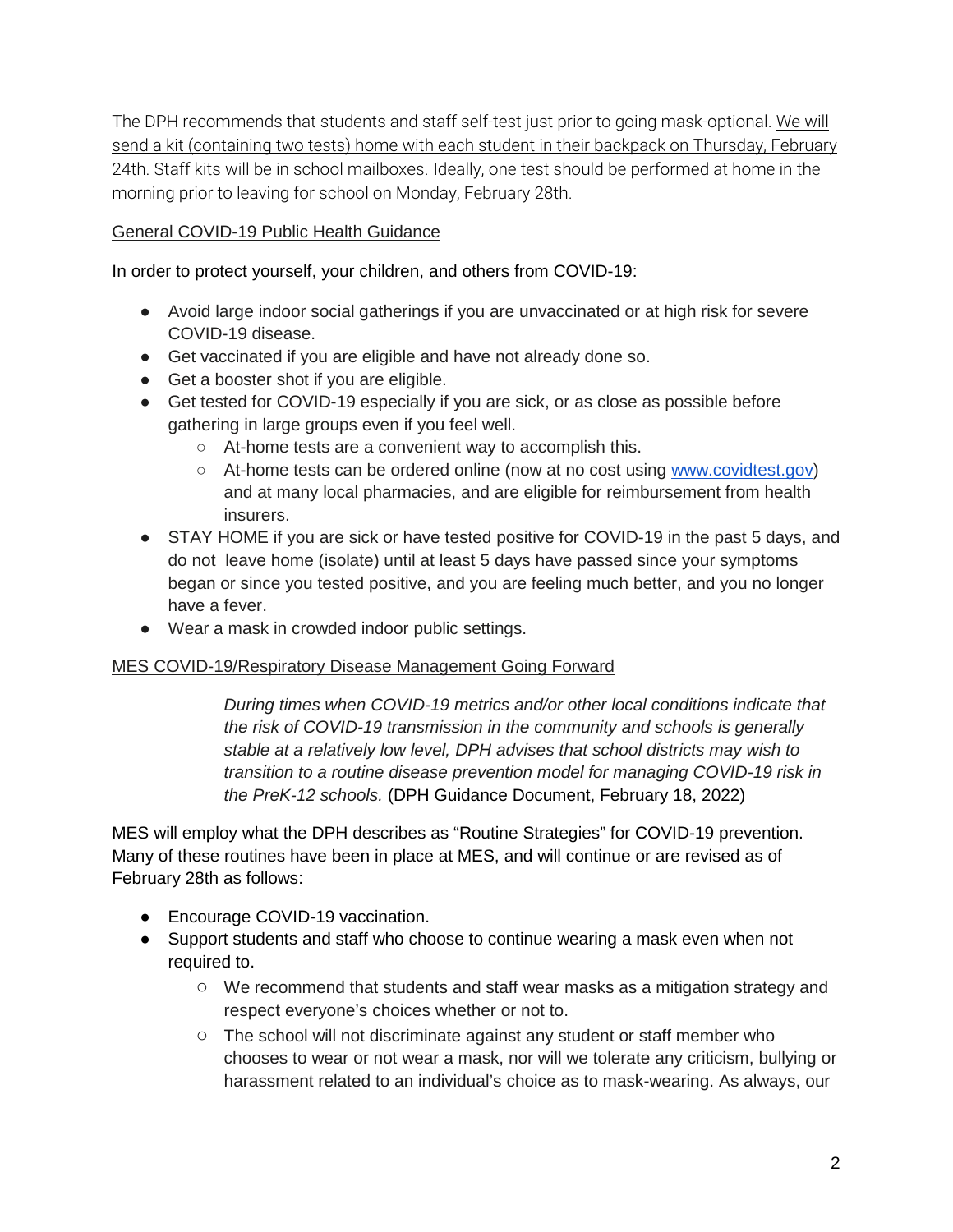The DPH recommends that students and staff self-test just prior to going mask-optional. We will send a kit (containing two tests) home with each student in their backpack on Thursday, February 24th. Staff kits will be in school mailboxes. Ideally, one test should be performed at home in the morning prior to leaving for school on Monday, February 28th.

General COVID-19 Public Health Guidance

In order to protect yourself, your children, and others from COVID-19:

- Avoid large indoor social gatherings if you are unvaccinated or at high risk for severe COVID-19 disease.
- Get vaccinated if you are eligible and have not already done so.
- Get a booster shot if you are eligible.
- Get tested for COVID-19 especially if you are sick, or as close as possible before gathering in large groups even if you feel well.
  - At-home tests are a convenient way to accomplish this.
  - At-home tests can be ordered online (now at no cost using [www.covidtest.gov](http://www.covidtest.gov)) and at many local pharmacies, and are eligible for reimbursement from health insurers.
- STAY HOME if you are sick or have tested positive for COVID-19 in the past 5 days, and do not leave home (isolate) until at least 5 days have passed since your symptoms began or since you tested positive, and you are feeling much better, and you no longer have a fever.
- Wear a mask in crowded indoor public settings.

MES COVID-19/Respiratory Disease Management Going Forward

> *During times when COVID-19 metrics and/or other local conditions indicate that the risk of COVID-19 transmission in the community and schools is generally stable at a relatively low level, DPH advises that school districts may wish to transition to a routine disease prevention model for managing COVID-19 risk in the PreK-12 schools.* (DPH Guidance Document, February 18, 2022)

MES will employ what the DPH describes as "Routine Strategies" for COVID-19 prevention. Many of these routines have been in place at MES, and will continue or are revised as of February 28th as follows:

- Encourage COVID-19 vaccination.
- Support students and staff who choose to continue wearing a mask even when not required to.
  - We recommend that students and staff wear masks as a mitigation strategy and respect everyone's choices whether or not to.
  - The school will not discriminate against any student or staff member who chooses to wear or not wear a mask, nor will we tolerate any criticism, bullying or harassment related to an individual's choice as to mask-wearing. As always, our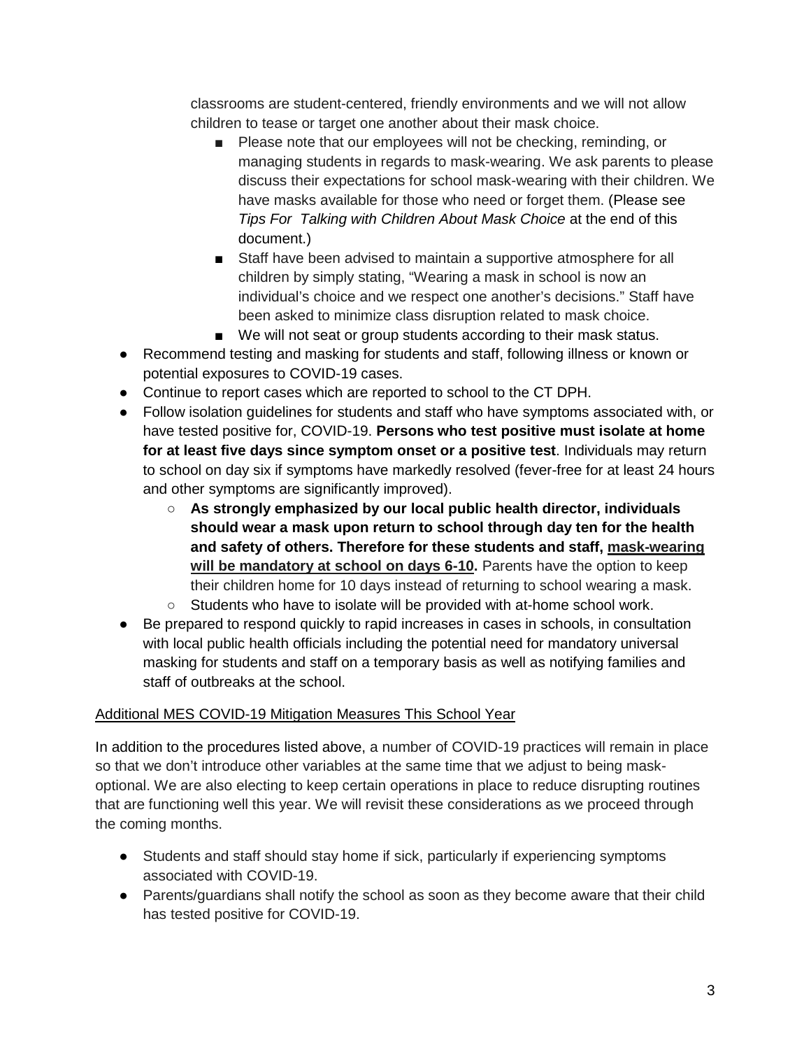classrooms are student-centered, friendly environments and we will not allow children to tease or target one another about their mask choice.

        - Please note that our employees will not be checking, reminding, or managing students in regards to mask-wearing. We ask parents to please discuss their expectations for school mask-wearing with their children. We have masks available for those who need or forget them. (Please see *Tips For Talking with Children About Mask Choice* at the end of this document.)
        - Staff have been advised to maintain a supportive atmosphere for all children by simply stating, "Wearing a mask in school is now an individual's choice and we respect one another's decisions." Staff have been asked to minimize class disruption related to mask choice.
        - We will not seat or group students according to their mask status.

- Recommend testing and masking for students and staff, following illness or known or potential exposures to COVID-19 cases.
- Continue to report cases which are reported to school to the CT DPH.
- Follow isolation guidelines for students and staff who have symptoms associated with, or have tested positive for, COVID-19. **Persons who test positive must isolate at home for at least five days since symptom onset or a positive test**. Individuals may return to school on day six if symptoms have markedly resolved (fever-free for at least 24 hours and other symptoms are significantly improved).
    - **As strongly emphasized by our local public health director, individuals should wear a mask upon return to school through day ten for the health and safety of others. Therefore for these students and staff, <u>mask-wearing will be mandatory at school on days 6-10</u>.** Parents have the option to keep their children home for 10 days instead of returning to school wearing a mask.
    - Students who have to isolate will be provided with at-home school work.
- Be prepared to respond quickly to rapid increases in cases in schools, in consultation with local public health officials including the potential need for mandatory universal masking for students and staff on a temporary basis as well as notifying families and staff of outbreaks at the school.

<u>Additional MES COVID-19 Mitigation Measures This School Year</u>

In addition to the procedures listed above, a number of COVID-19 practices will remain in place so that we don't introduce other variables at the same time that we adjust to being mask-optional. We are also electing to keep certain operations in place to reduce disrupting routines that are functioning well this year. We will revisit these considerations as we proceed through the coming months.

- Students and staff should stay home if sick, particularly if experiencing symptoms associated with COVID-19.
- Parents/guardians shall notify the school as soon as they become aware that their child has tested positive for COVID-19.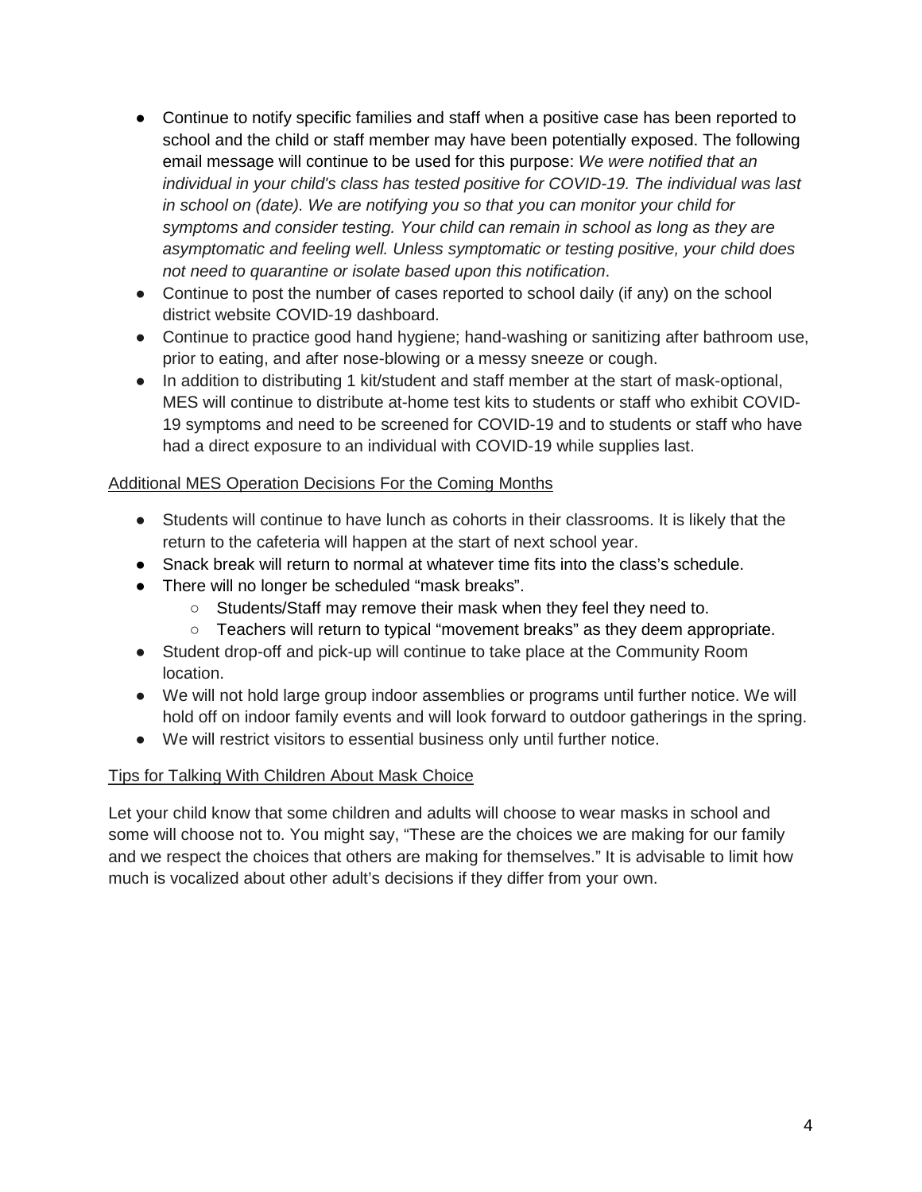- Continue to notify specific families and staff when a positive case has been reported to school and the child or staff member may have been potentially exposed. The following email message will continue to be used for this purpose: *We were notified that an individual in your child's class has tested positive for COVID-19. The individual was last in school on (date). We are notifying you so that you can monitor your child for symptoms and consider testing. Your child can remain in school as long as they are asymptomatic and feeling well. Unless symptomatic or testing positive, your child does not need to quarantine or isolate based upon this notification*.
- Continue to post the number of cases reported to school daily (if any) on the school district website COVID-19 dashboard.
- Continue to practice good hand hygiene; hand-washing or sanitizing after bathroom use, prior to eating, and after nose-blowing or a messy sneeze or cough.
- In addition to distributing 1 kit/student and staff member at the start of mask-optional, MES will continue to distribute at-home test kits to students or staff who exhibit COVID-19 symptoms and need to be screened for COVID-19 and to students or staff who have had a direct exposure to an individual with COVID-19 while supplies last.

<u>Additional MES Operation Decisions For the Coming Months</u>

- Students will continue to have lunch as cohorts in their classrooms. It is likely that the return to the cafeteria will happen at the start of next school year.
- Snack break will return to normal at whatever time fits into the class's schedule.
- There will no longer be scheduled "mask breaks".
  - Students/Staff may remove their mask when they feel they need to.
  - Teachers will return to typical "movement breaks" as they deem appropriate.
- Student drop-off and pick-up will continue to take place at the Community Room location.
- We will not hold large group indoor assemblies or programs until further notice. We will hold off on indoor family events and will look forward to outdoor gatherings in the spring.
- We will restrict visitors to essential business only until further notice.

<u>Tips for Talking With Children About Mask Choice</u>

Let your child know that some children and adults will choose to wear masks in school and some will choose not to. You might say, "These are the choices we are making for our family and we respect the choices that others are making for themselves." It is advisable to limit how much is vocalized about other adult's decisions if they differ from your own.